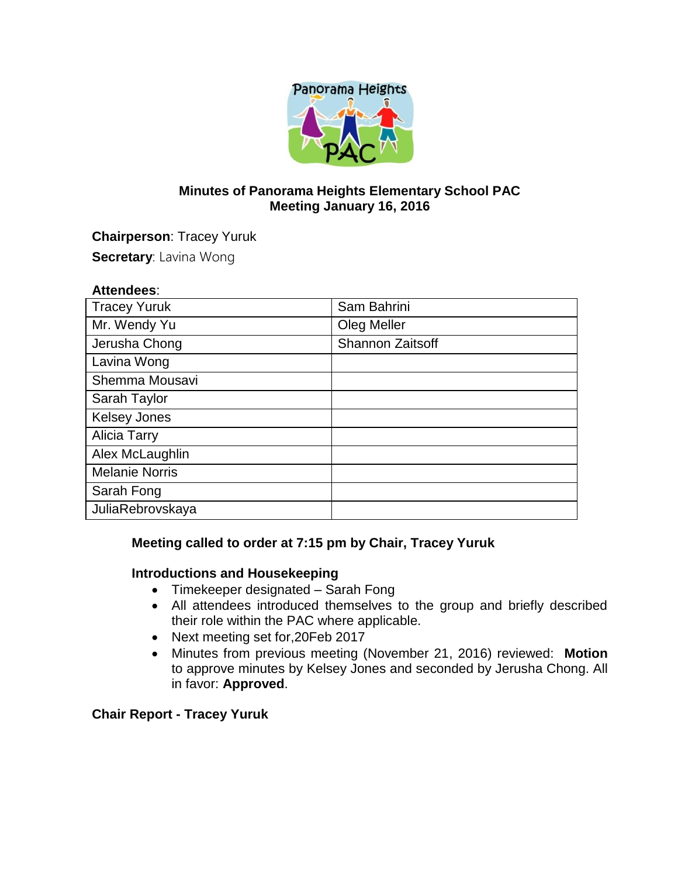**Minutes of Panorama Heights Elementary School PAC**
**Meeting January 16, 2016**

**Chairperson**: Tracey Yuruk

**Secretary**: Lavina Wong

**Attendees**:

| | |
|---|---|
| Tracey Yuruk | Sam Bahrini |
| Mr. Wendy Yu | Oleg Meller |
| Jerusha Chong | Shannon Zaitsoff |
| Lavina Wong | |
| Shemma Mousavi | |
| Sarah Taylor | |
| Kelsey Jones | |
| Alicia Tarry | |
| Alex McLaughlin | |
| Melanie Norris | |
| Sarah Fong | |
| JuliaRebrovskaya | |

**Meeting called to order at 7:15 pm by Chair, Tracey Yuruk**

**Introductions and Housekeeping**

- Timekeeper designated – Sarah Fong
- All attendees introduced themselves to the group and briefly described their role within the PAC where applicable.
- Next meeting set for,20Feb 2017
- Minutes from previous meeting (November 21, 2016) reviewed: **Motion** to approve minutes by Kelsey Jones and seconded by Jerusha Chong. All in favor: **Approved**.

**Chair Report - Tracey Yuruk**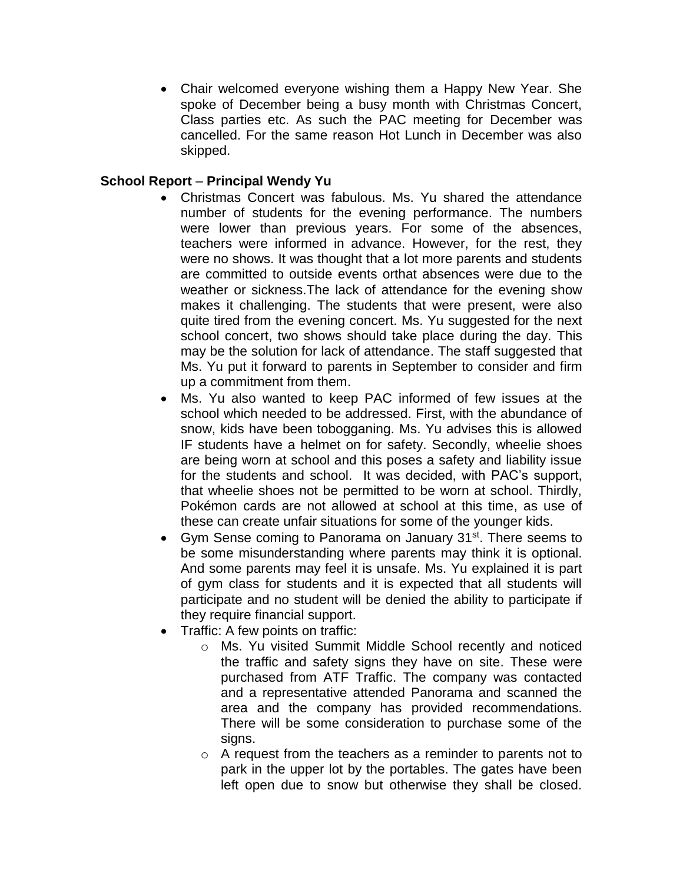- Chair welcomed everyone wishing them a Happy New Year. She spoke of December being a busy month with Christmas Concert, Class parties etc. As such the PAC meeting for December was cancelled. For the same reason Hot Lunch in December was also skipped.

**School Report** – **Principal Wendy Yu**

- Christmas Concert was fabulous. Ms. Yu shared the attendance number of students for the evening performance. The numbers were lower than previous years. For some of the absences, teachers were informed in advance. However, for the rest, they were no shows. It was thought that a lot more parents and students are committed to outside events orthat absences were due to the weather or sickness.The lack of attendance for the evening show makes it challenging. The students that were present, were also quite tired from the evening concert. Ms. Yu suggested for the next school concert, two shows should take place during the day. This may be the solution for lack of attendance. The staff suggested that Ms. Yu put it forward to parents in September to consider and firm up a commitment from them.
- Ms. Yu also wanted to keep PAC informed of few issues at the school which needed to be addressed. First, with the abundance of snow, kids have been tobogganing. Ms. Yu advises this is allowed IF students have a helmet on for safety. Secondly, wheelie shoes are being worn at school and this poses a safety and liability issue for the students and school. It was decided, with PAC's support, that wheelie shoes not be permitted to be worn at school. Thirdly, Pokémon cards are not allowed at school at this time, as use of these can create unfair situations for some of the younger kids.
- Gym Sense coming to Panorama on January 31st. There seems to be some misunderstanding where parents may think it is optional. And some parents may feel it is unsafe. Ms. Yu explained it is part of gym class for students and it is expected that all students will participate and no student will be denied the ability to participate if they require financial support.
- Traffic: A few points on traffic:
  - Ms. Yu visited Summit Middle School recently and noticed the traffic and safety signs they have on site. These were purchased from ATF Traffic. The company was contacted and a representative attended Panorama and scanned the area and the company has provided recommendations. There will be some consideration to purchase some of the signs.
  - A request from the teachers as a reminder to parents not to park in the upper lot by the portables. The gates have been left open due to snow but otherwise they shall be closed.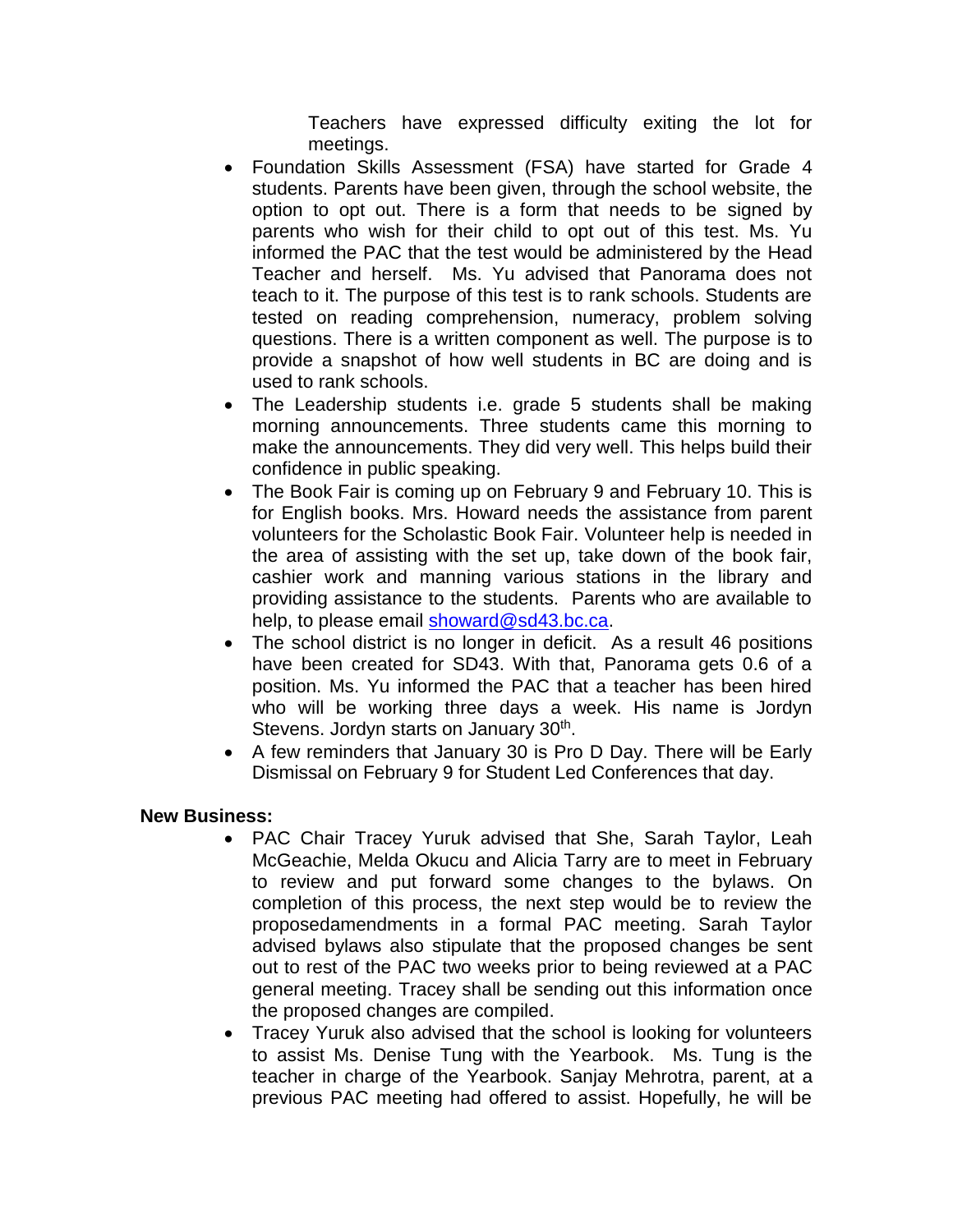Teachers have expressed difficulty exiting the lot for meetings.

- Foundation Skills Assessment (FSA) have started for Grade 4 students. Parents have been given, through the school website, the option to opt out. There is a form that needs to be signed by parents who wish for their child to opt out of this test. Ms. Yu informed the PAC that the test would be administered by the Head Teacher and herself. Ms. Yu advised that Panorama does not teach to it. The purpose of this test is to rank schools. Students are tested on reading comprehension, numeracy, problem solving questions. There is a written component as well. The purpose is to provide a snapshot of how well students in BC are doing and is used to rank schools.
- The Leadership students i.e. grade 5 students shall be making morning announcements. Three students came this morning to make the announcements. They did very well. This helps build their confidence in public speaking.
- The Book Fair is coming up on February 9 and February 10. This is for English books. Mrs. Howard needs the assistance from parent volunteers for the Scholastic Book Fair. Volunteer help is needed in the area of assisting with the set up, take down of the book fair, cashier work and manning various stations in the library and providing assistance to the students. Parents who are available to help, to please email [showard@sd43.bc.ca](mailto:showard@sd43.bc.ca).
- The school district is no longer in deficit. As a result 46 positions have been created for SD43. With that, Panorama gets 0.6 of a position. Ms. Yu informed the PAC that a teacher has been hired who will be working three days a week. His name is Jordyn Stevens. Jordyn starts on January 30th.
- A few reminders that January 30 is Pro D Day. There will be Early Dismissal on February 9 for Student Led Conferences that day.

**New Business:**

- PAC Chair Tracey Yuruk advised that She, Sarah Taylor, Leah McGeachie, Melda Okucu and Alicia Tarry are to meet in February to review and put forward some changes to the bylaws. On completion of this process, the next step would be to review the proposedamendments in a formal PAC meeting. Sarah Taylor advised bylaws also stipulate that the proposed changes be sent out to rest of the PAC two weeks prior to being reviewed at a PAC general meeting. Tracey shall be sending out this information once the proposed changes are compiled.
- Tracey Yuruk also advised that the school is looking for volunteers to assist Ms. Denise Tung with the Yearbook. Ms. Tung is the teacher in charge of the Yearbook. Sanjay Mehrotra, parent, at a previous PAC meeting had offered to assist. Hopefully, he will be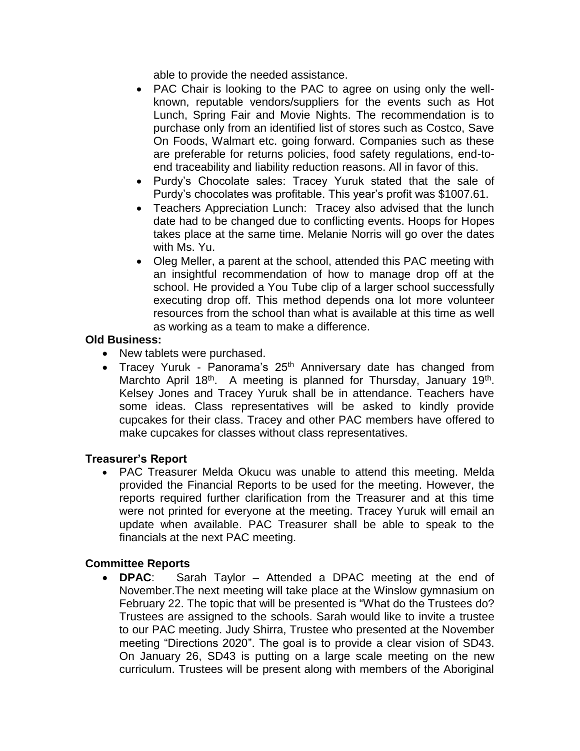able to provide the needed assistance.

- PAC Chair is looking to the PAC to agree on using only the well-known, reputable vendors/suppliers for the events such as Hot Lunch, Spring Fair and Movie Nights. The recommendation is to purchase only from an identified list of stores such as Costco, Save On Foods, Walmart etc. going forward. Companies such as these are preferable for returns policies, food safety regulations, end-to-end traceability and liability reduction reasons. All in favor of this.
- Purdy's Chocolate sales: Tracey Yuruk stated that the sale of Purdy's chocolates was profitable. This year's profit was $1007.61.
- Teachers Appreciation Lunch: Tracey also advised that the lunch date had to be changed due to conflicting events. Hoops for Hopes takes place at the same time. Melanie Norris will go over the dates with Ms. Yu.
- Oleg Meller, a parent at the school, attended this PAC meeting with an insightful recommendation of how to manage drop off at the school. He provided a You Tube clip of a larger school successfully executing drop off. This method depends ona lot more volunteer resources from the school than what is available at this time as well as working as a team to make a difference.

**Old Business:**

- New tablets were purchased.
- Tracey Yuruk - Panorama's 25th Anniversary date has changed from Marchto April 18th. A meeting is planned for Thursday, January 19th. Kelsey Jones and Tracey Yuruk shall be in attendance. Teachers have some ideas. Class representatives will be asked to kindly provide cupcakes for their class. Tracey and other PAC members have offered to make cupcakes for classes without class representatives.

**Treasurer's Report**

- PAC Treasurer Melda Okucu was unable to attend this meeting. Melda provided the Financial Reports to be used for the meeting. However, the reports required further clarification from the Treasurer and at this time were not printed for everyone at the meeting. Tracey Yuruk will email an update when available. PAC Treasurer shall be able to speak to the financials at the next PAC meeting.

**Committee Reports**

- **DPAC**: Sarah Taylor – Attended a DPAC meeting at the end of November.The next meeting will take place at the Winslow gymnasium on February 22. The topic that will be presented is "What do the Trustees do? Trustees are assigned to the schools. Sarah would like to invite a trustee to our PAC meeting. Judy Shirra, Trustee who presented at the November meeting "Directions 2020". The goal is to provide a clear vision of SD43. On January 26, SD43 is putting on a large scale meeting on the new curriculum. Trustees will be present along with members of the Aboriginal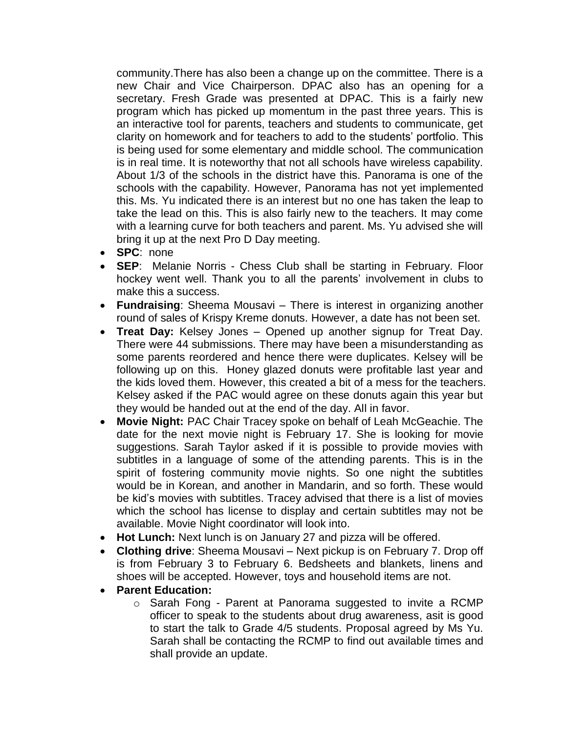community.There has also been a change up on the committee. There is a new Chair and Vice Chairperson. DPAC also has an opening for a secretary. Fresh Grade was presented at DPAC. This is a fairly new program which has picked up momentum in the past three years. This is an interactive tool for parents, teachers and students to communicate, get clarity on homework and for teachers to add to the students' portfolio. This is being used for some elementary and middle school. The communication is in real time. It is noteworthy that not all schools have wireless capability. About 1/3 of the schools in the district have this. Panorama is one of the schools with the capability. However, Panorama has not yet implemented this. Ms. Yu indicated there is an interest but no one has taken the leap to take the lead on this. This is also fairly new to the teachers. It may come with a learning curve for both teachers and parent. Ms. Yu advised she will bring it up at the next Pro D Day meeting.

- **SPC**: none
- **SEP**: Melanie Norris - Chess Club shall be starting in February. Floor hockey went well. Thank you to all the parents' involvement in clubs to make this a success.
- **Fundraising**: Sheema Mousavi – There is interest in organizing another round of sales of Krispy Kreme donuts. However, a date has not been set.
- **Treat Day:** Kelsey Jones – Opened up another signup for Treat Day. There were 44 submissions. There may have been a misunderstanding as some parents reordered and hence there were duplicates. Kelsey will be following up on this. Honey glazed donuts were profitable last year and the kids loved them. However, this created a bit of a mess for the teachers. Kelsey asked if the PAC would agree on these donuts again this year but they would be handed out at the end of the day. All in favor.
- **Movie Night:** PAC Chair Tracey spoke on behalf of Leah McGeachie. The date for the next movie night is February 17. She is looking for movie suggestions. Sarah Taylor asked if it is possible to provide movies with subtitles in a language of some of the attending parents. This is in the spirit of fostering community movie nights. So one night the subtitles would be in Korean, and another in Mandarin, and so forth. These would be kid's movies with subtitles. Tracey advised that there is a list of movies which the school has license to display and certain subtitles may not be available. Movie Night coordinator will look into.
- **Hot Lunch:** Next lunch is on January 27 and pizza will be offered.
- **Clothing drive**: Sheema Mousavi – Next pickup is on February 7. Drop off is from February 3 to February 6. Bedsheets and blankets, linens and shoes will be accepted. However, toys and household items are not.
- **Parent Education:**
  - Sarah Fong - Parent at Panorama suggested to invite a RCMP officer to speak to the students about drug awareness, asit is good to start the talk to Grade 4/5 students. Proposal agreed by Ms Yu. Sarah shall be contacting the RCMP to find out available times and shall provide an update.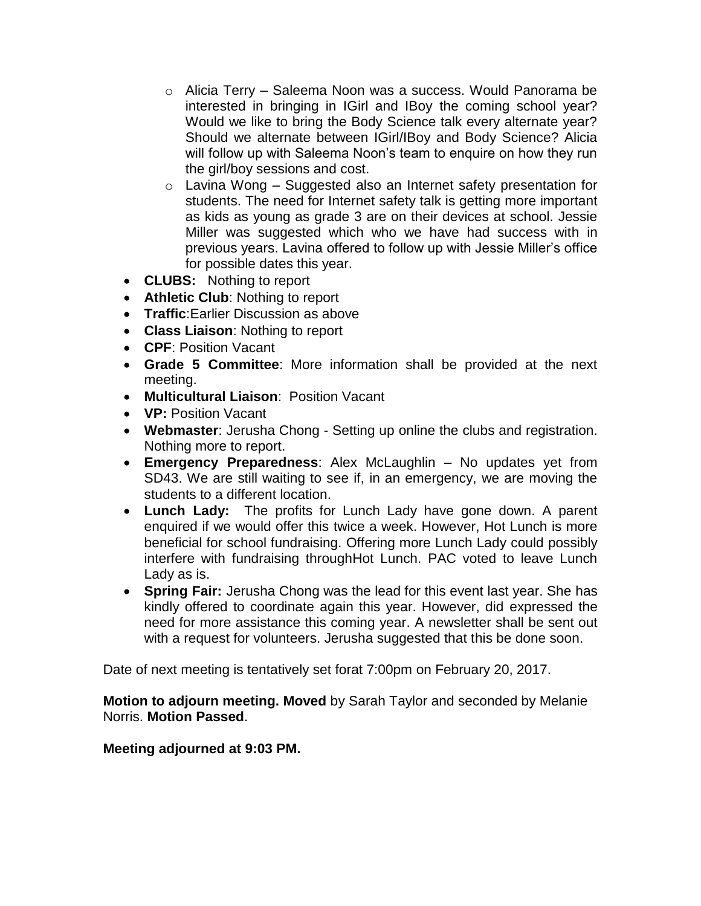- Alicia Terry – Saleema Noon was a success. Would Panorama be interested in bringing in IGirl and IBoy the coming school year? Would we like to bring the Body Science talk every alternate year? Should we alternate between IGirl/IBoy and Body Science? Alicia will follow up with Saleema Noon's team to enquire on how they run the girl/boy sessions and cost.
    - Lavina Wong – Suggested also an Internet safety presentation for students. The need for Internet safety talk is getting more important as kids as young as grade 3 are on their devices at school. Jessie Miller was suggested which who we have had success with in previous years. Lavina offered to follow up with Jessie Miller's office for possible dates this year.
- **CLUBS:** Nothing to report
- **Athletic Club**: Nothing to report
- **Traffic**:Earlier Discussion as above
- **Class Liaison**: Nothing to report
- **CPF**: Position Vacant
- **Grade 5 Committee**: More information shall be provided at the next meeting.
- **Multicultural Liaison**: Position Vacant
- **VP:** Position Vacant
- **Webmaster**: Jerusha Chong - Setting up online the clubs and registration. Nothing more to report.
- **Emergency Preparedness**: Alex McLaughlin – No updates yet from SD43. We are still waiting to see if, in an emergency, we are moving the students to a different location.
- **Lunch Lady:** The profits for Lunch Lady have gone down. A parent enquired if we would offer this twice a week. However, Hot Lunch is more beneficial for school fundraising. Offering more Lunch Lady could possibly interfere with fundraising throughHot Lunch. PAC voted to leave Lunch Lady as is.
- **Spring Fair:** Jerusha Chong was the lead for this event last year. She has kindly offered to coordinate again this year. However, did expressed the need for more assistance this coming year. A newsletter shall be sent out with a request for volunteers. Jerusha suggested that this be done soon.

Date of next meeting is tentatively set forat 7:00pm on February 20, 2017.

**Motion to adjourn meeting. Moved** by Sarah Taylor and seconded by Melanie Norris. **Motion Passed**.

**Meeting adjourned at 9:03 PM.**